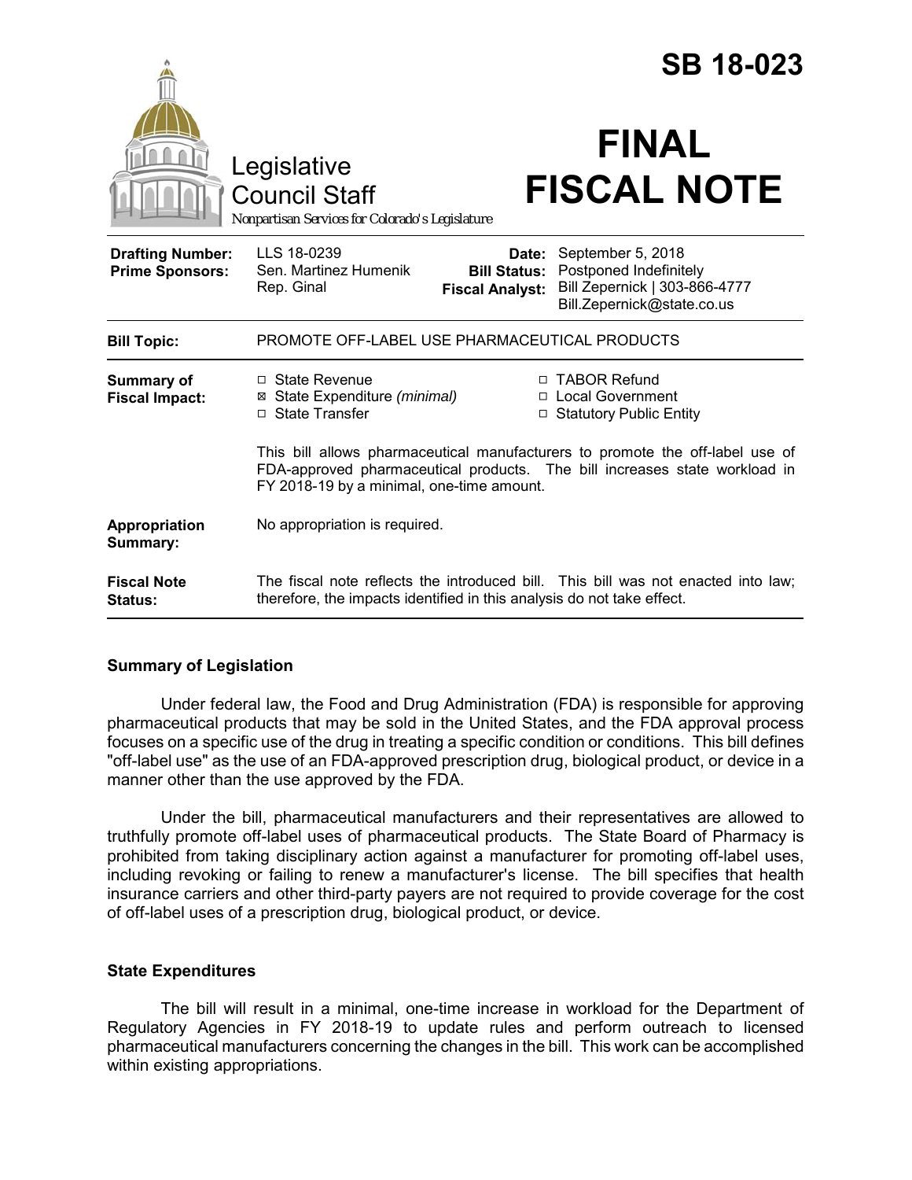# SB 18-023

Legislative Council Staff

*Nonpartisan Services for Colorado's Legislature*

# FINAL FISCAL NOTE

| | | | |
|---|---|---|---|
| **Drafting Number:** | LLS 18-0239 | **Date:** | September 5, 2018 |
| **Prime Sponsors:** | Sen. Martinez Humenik<br>Rep. Ginal | **Bill Status:** | Postponed Indefinitely |
| | | **Fiscal Analyst:** | Bill Zepernick \| 303-866-4777<br>Bill.Zepernick@state.co.us |

| | |
|---|---|
| **Bill Topic:** | PROMOTE OFF-LABEL USE PHARMACEUTICAL PRODUCTS |

**Summary of Fiscal Impact:**

- ☐ State Revenue
- ☒ State Expenditure *(minimal)*
- ☐ State Transfer
- ☐ TABOR Refund
- ☐ Local Government
- ☐ Statutory Public Entity

This bill allows pharmaceutical manufacturers to promote the off-label use of FDA-approved pharmaceutical products. The bill increases state workload in FY 2018-19 by a minimal, one-time amount.

**Appropriation Summary:** No appropriation is required.

**Fiscal Note Status:** The fiscal note reflects the introduced bill. This bill was not enacted into law; therefore, the impacts identified in this analysis do not take effect.

## Summary of Legislation

Under federal law, the Food and Drug Administration (FDA) is responsible for approving pharmaceutical products that may be sold in the United States, and the FDA approval process focuses on a specific use of the drug in treating a specific condition or conditions. This bill defines "off-label use" as the use of an FDA-approved prescription drug, biological product, or device in a manner other than the use approved by the FDA.

Under the bill, pharmaceutical manufacturers and their representatives are allowed to truthfully promote off-label uses of pharmaceutical products. The State Board of Pharmacy is prohibited from taking disciplinary action against a manufacturer for promoting off-label uses, including revoking or failing to renew a manufacturer's license. The bill specifies that health insurance carriers and other third-party payers are not required to provide coverage for the cost of off-label uses of a prescription drug, biological product, or device.

## State Expenditures

The bill will result in a minimal, one-time increase in workload for the Department of Regulatory Agencies in FY 2018-19 to update rules and perform outreach to licensed pharmaceutical manufacturers concerning the changes in the bill. This work can be accomplished within existing appropriations.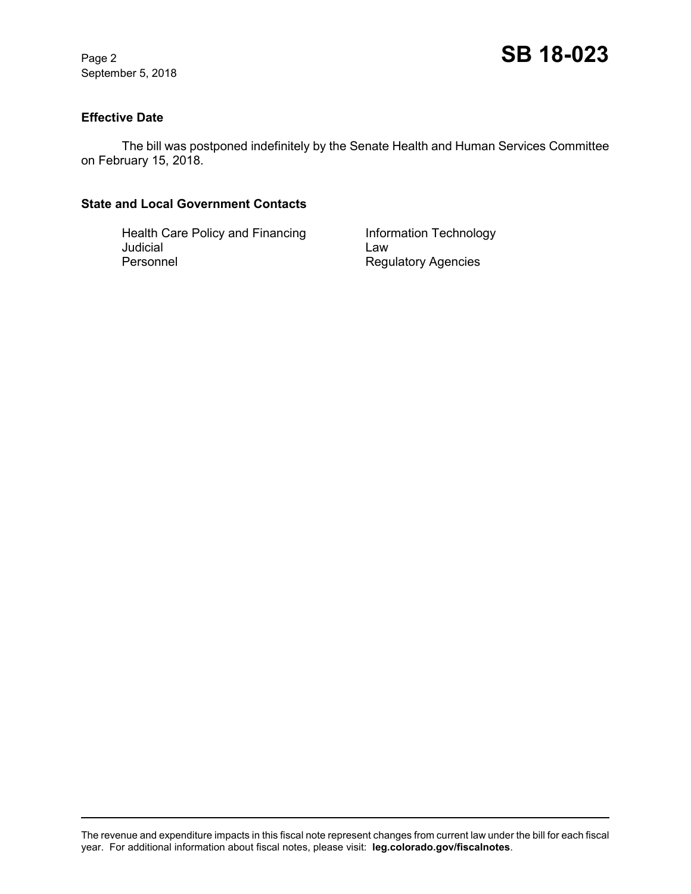## Effective Date

The bill was postponed indefinitely by the Senate Health and Human Services Committee on February 15, 2018.

## State and Local Government Contacts

| | |
|---|---|
| Health Care Policy and Financing | Information Technology |
| Judicial | Law |
| Personnel | Regulatory Agencies |

The revenue and expenditure impacts in this fiscal note represent changes from current law under the bill for each fiscal year. For additional information about fiscal notes, please visit: **leg.colorado.gov/fiscalnotes**.